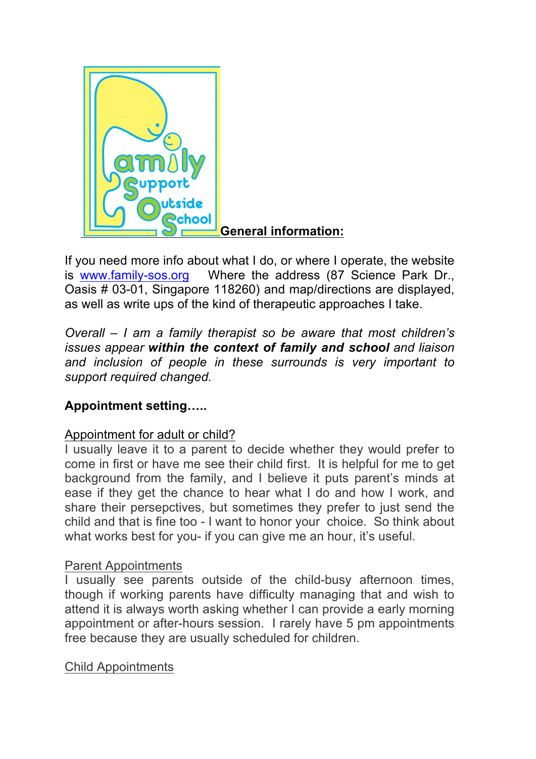**General information:**

If you need more info about what I do, or where I operate, the website is www.family-sos.org Where the address (87 Science Park Dr., Oasis # 03-01, Singapore 118260) and map/directions are displayed, as well as write ups of the kind of therapeutic approaches I take.

*Overall – I am a family therapist so be aware that most children's issues appear **within the context of family and school** and liaison and inclusion of people in these surrounds is very important to support required changed.*

**Appointment setting…..**

Appointment for adult or child?

I usually leave it to a parent to decide whether they would prefer to come in first or have me see their child first. It is helpful for me to get background from the family, and I believe it puts parent's minds at ease if they get the chance to hear what I do and how I work, and share their persepctives, but sometimes they prefer to just send the child and that is fine too - I want to honor your choice. So think about what works best for you- if you can give me an hour, it's useful.

Parent Appointments

I usually see parents outside of the child-busy afternoon times, though if working parents have difficulty managing that and wish to attend it is always worth asking whether I can provide a early morning appointment or after-hours session. I rarely have 5 pm appointments free because they are usually scheduled for children.

Child Appointments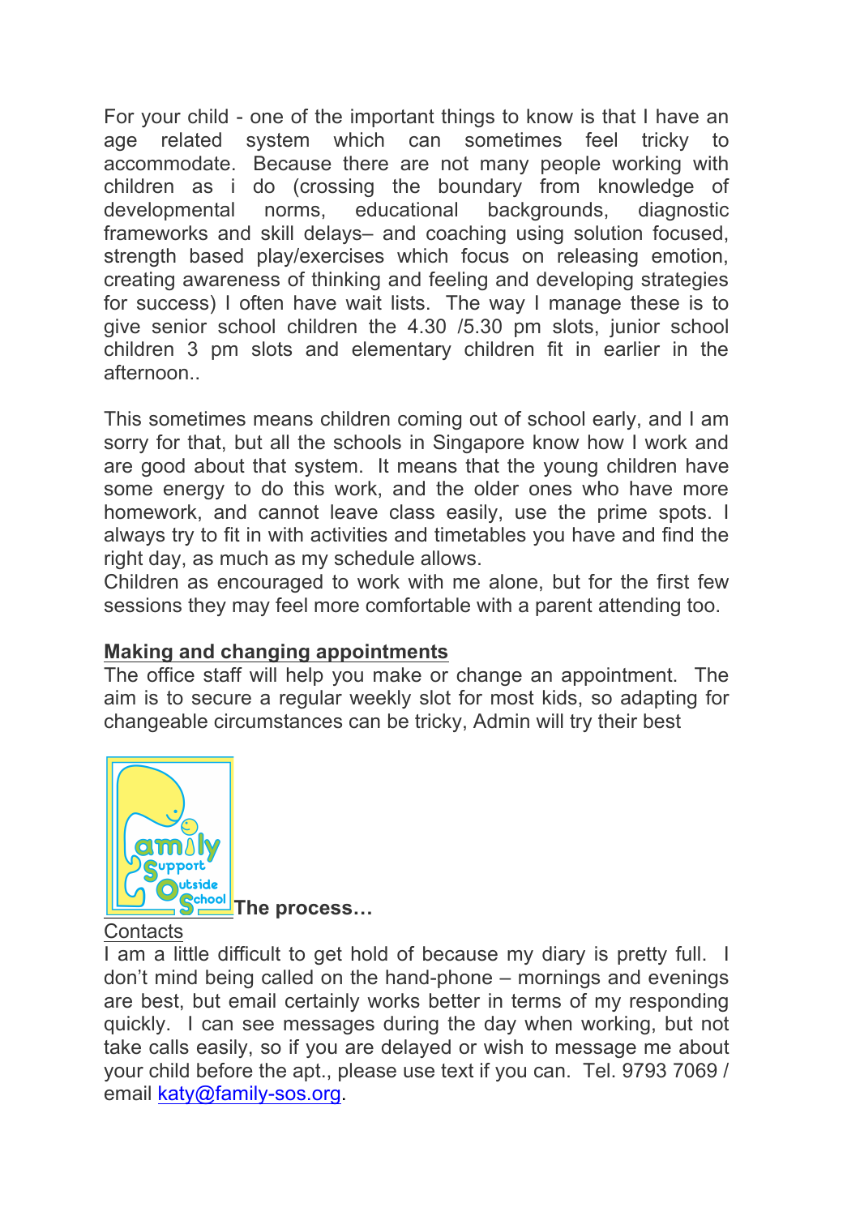For your child - one of the important things to know is that I have an age related system which can sometimes feel tricky to accommodate. Because there are not many people working with children as i do (crossing the boundary from knowledge of developmental norms, educational backgrounds, diagnostic frameworks and skill delays– and coaching using solution focused, strength based play/exercises which focus on releasing emotion, creating awareness of thinking and feeling and developing strategies for success) I often have wait lists. The way I manage these is to give senior school children the 4.30 /5.30 pm slots, junior school children 3 pm slots and elementary children fit in earlier in the afternoon..

This sometimes means children coming out of school early, and I am sorry for that, but all the schools in Singapore know how I work and are good about that system. It means that the young children have some energy to do this work, and the older ones who have more homework, and cannot leave class easily, use the prime spots. I always try to fit in with activities and timetables you have and find the right day, as much as my schedule allows.
Children as encouraged to work with me alone, but for the first few sessions they may feel more comfortable with a parent attending too.

**Making and changing appointments**
The office staff will help you make or change an appointment. The aim is to secure a regular weekly slot for most kids, so adapting for changeable circumstances can be tricky, Admin will try their best

**The process…**

Contacts
I am a little difficult to get hold of because my diary is pretty full. I don't mind being called on the hand-phone – mornings and evenings are best, but email certainly works better in terms of my responding quickly. I can see messages during the day when working, but not take calls easily, so if you are delayed or wish to message me about your child before the apt., please use text if you can. Tel. 9793 7069 / email katy@family-sos.org.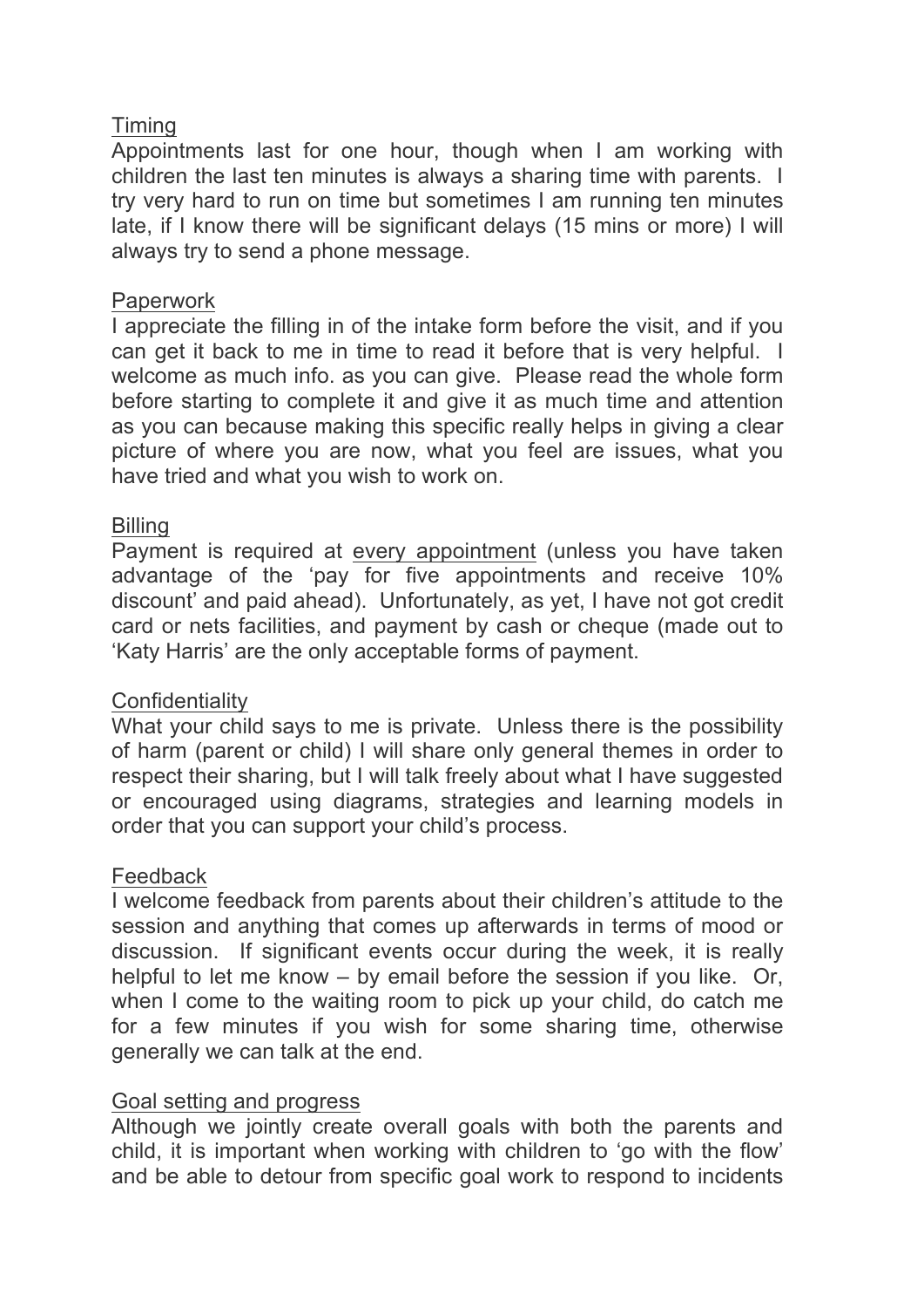<u>Timing</u>

Appointments last for one hour, though when I am working with children the last ten minutes is always a sharing time with parents. I try very hard to run on time but sometimes I am running ten minutes late, if I know there will be significant delays (15 mins or more) I will always try to send a phone message.

<u>Paperwork</u>

I appreciate the filling in of the intake form before the visit, and if you can get it back to me in time to read it before that is very helpful. I welcome as much info. as you can give. Please read the whole form before starting to complete it and give it as much time and attention as you can because making this specific really helps in giving a clear picture of where you are now, what you feel are issues, what you have tried and what you wish to work on.

<u>Billing</u>

Payment is required at <u>every appointment</u> (unless you have taken advantage of the 'pay for five appointments and receive 10% discount' and paid ahead). Unfortunately, as yet, I have not got credit card or nets facilities, and payment by cash or cheque (made out to 'Katy Harris' are the only acceptable forms of payment.

<u>Confidentiality</u>

What your child says to me is private. Unless there is the possibility of harm (parent or child) I will share only general themes in order to respect their sharing, but I will talk freely about what I have suggested or encouraged using diagrams, strategies and learning models in order that you can support your child's process.

<u>Feedback</u>

I welcome feedback from parents about their children's attitude to the session and anything that comes up afterwards in terms of mood or discussion. If significant events occur during the week, it is really helpful to let me know – by email before the session if you like. Or, when I come to the waiting room to pick up your child, do catch me for a few minutes if you wish for some sharing time, otherwise generally we can talk at the end.

<u>Goal setting and progress</u>

Although we jointly create overall goals with both the parents and child, it is important when working with children to 'go with the flow' and be able to detour from specific goal work to respond to incidents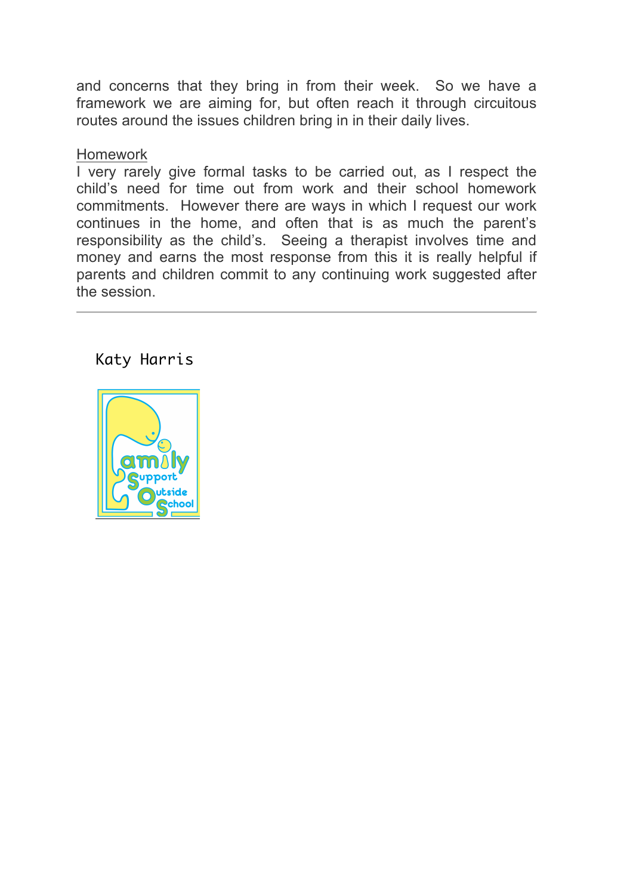and concerns that they bring in from their week. So we have a framework we are aiming for, but often reach it through circuitous routes around the issues children bring in in their daily lives.

Homework

I very rarely give formal tasks to be carried out, as I respect the child's need for time out from work and their school homework commitments. However there are ways in which I request our work continues in the home, and often that is as much the parent's responsibility as the child's. Seeing a therapist involves time and money and earns the most response from this it is really helpful if parents and children commit to any continuing work suggested after the session.

---

Katy Harris

Family Support Outside School